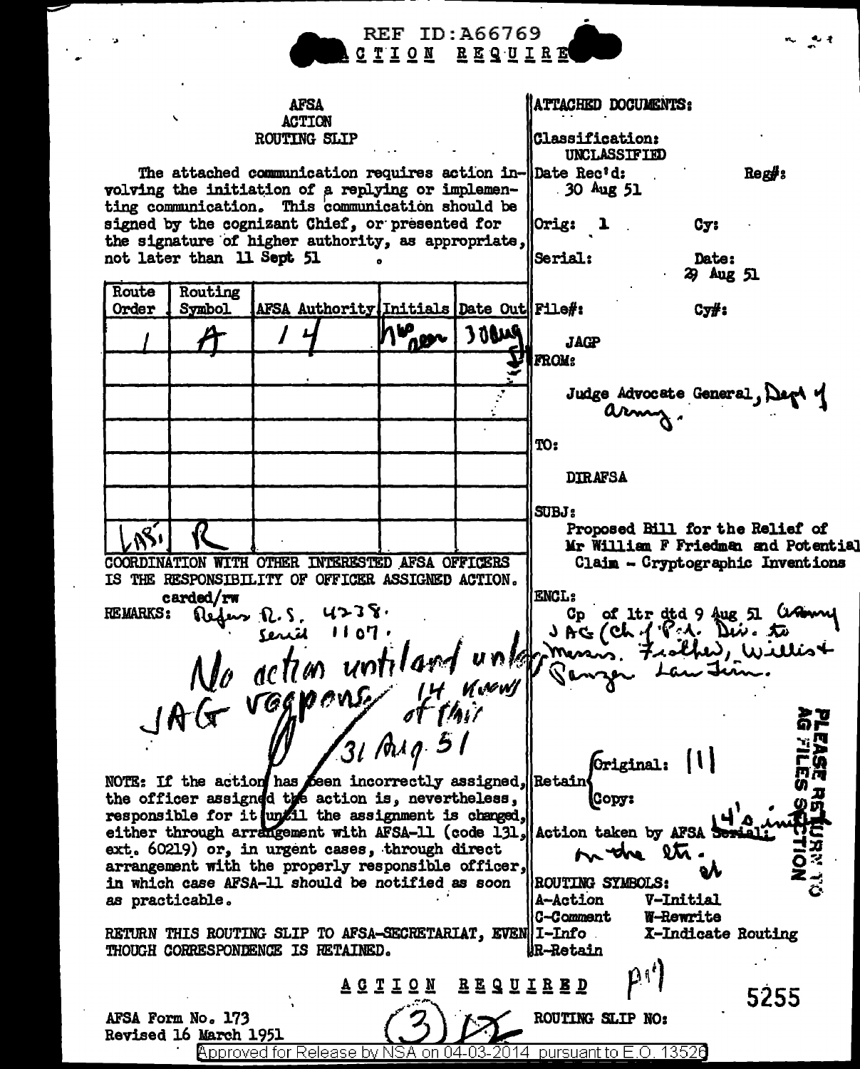REF ID:A66769

ACTION REQUIRED

**AFSA
ACTION
ROUTING SLIP**

The attached communication requires action involving the initiation of a replying or implementing communication. This communication should be signed by the cognizant Chief, or presented for the signature of higher authority, as appropriate, not later than 11 Sept 51

| Route Order | Routing Symbol | AFSA Authority | Initials | Date Out |
|---|---|---|---|---|
| 1 | A | 14 | | 30 Aug |
| | | | | |
| | | | | |
| | | | | |
| | | | | |
| | | | | |
| LASI | R | | | |

COORDINATION WITH OTHER INTERESTED AFSA OFFICERS IS THE RESPONSIBILITY OF OFFICER ASSIGNED ACTION.

carded/rw

REMARKS: Refers R.S. 4238. Serial 1107.

No action until and unless JAG responds. 14 knows of this. 31 Aug 51

NOTE: If the action has been incorrectly assigned, the officer assigned the action is, nevertheless, responsible for it until the assignment is changed, either through arrangement with AFSA-11 (code 131, ext. 60219) or, in urgent cases, through direct arrangement with the properly responsible officer, in which case AFSA-11 should be notified as soon as practicable.

RETURN THIS ROUTING SLIP TO AFSA-SECRETARIAT, EVEN THOUGH CORRESPONDENCE IS RETAINED.

ATTACHED DOCUMENTS:

Classification: UNCLASSIFIED

Date Rec'd: 30 Aug 51

Reg#:

Orig: 1

Cy:

Serial:

Date: 29 Aug 51

File#: JAGP

Cy#:

FROM: Judge Advocate General, Dept of Army.

TO: DIRAFSA

SUBJ: Proposed Bill for the Relief of Mr William F Friedman and Potential Claim - Cryptographic Inventions

ENCL: Cp of ltr dtd 9 Aug 51 Army JAG (Ch of P.A. Div. to Messrs. Foulker, Williams & Sanger Law Firm.

Retain: Original: (1) Copy:

Action taken by AFSA Serial: 14's in the ltr.

ROUTING SYMBOLS:

A-Action V-Initial
C-Comment W-Rewrite
I-Info X-Indicate Routing
R-Retain

PLEASE RETURN TO AG FILES SECTION

ACTION REQUIRED

AFSA Form No. 173
Revised 16 March 1951

ROUTING SLIP NO: 5255

Approved for Release by NSA on 04-03-2014 pursuant to E.O. 13526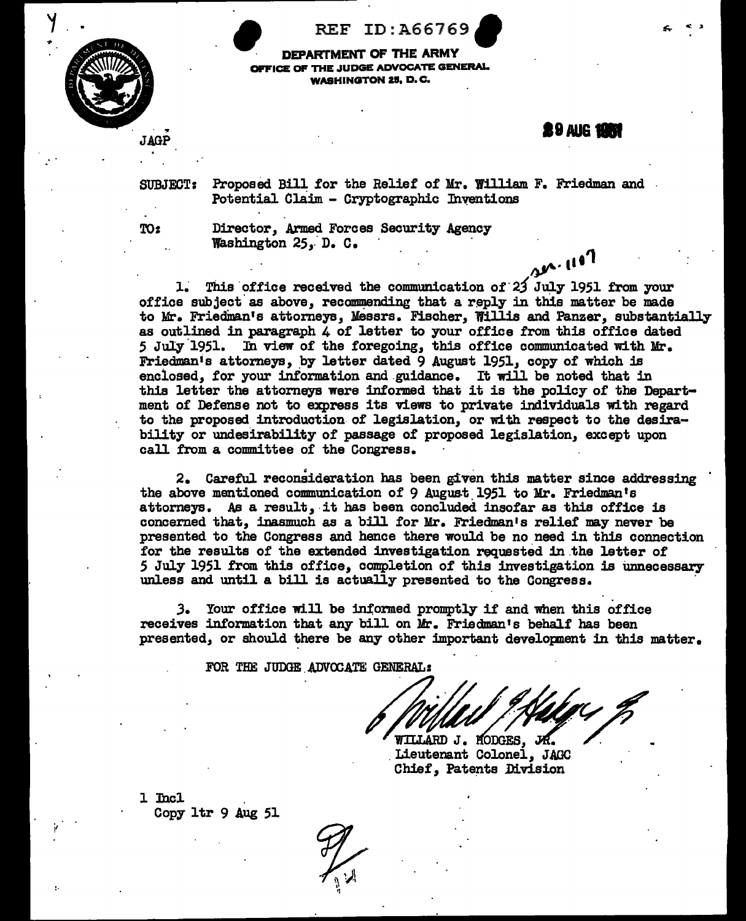REF ID:A66769

DEPARTMENT OF THE ARMY
OFFICE OF THE JUDGE ADVOCATE GENERAL
WASHINGTON 25, D. C.

JAGP

29 AUG 1951

SUBJECT: Proposed Bill for the Relief of Mr. William F. Friedman and Potential Claim - Cryptographic Inventions

TO: Director, Armed Forces Security Agency
Washington 25, D. C.

ser. 1107

1. This office received the communication of 23 July 1951 from your office subject as above, recommending that a reply in this matter be made to Mr. Friedman's attorneys, Messrs. Fischer, Willis and Panzer, substantially as outlined in paragraph 4 of letter to your office from this office dated 5 July 1951. In view of the foregoing, this office communicated with Mr. Friedman's attorneys, by letter dated 9 August 1951, copy of which is enclosed, for your information and guidance. It will be noted that in this letter the attorneys were informed that it is the policy of the Department of Defense not to express its views to private individuals with regard to the proposed introduction of legislation, or with respect to the desirability or undesirability of passage of proposed legislation, except upon call from a committee of the Congress.

2. Careful reconsideration has been given this matter since addressing the above mentioned communication of 9 August 1951 to Mr. Friedman's attorneys. As a result, it has been concluded insofar as this office is concerned that, inasmuch as a bill for Mr. Friedman's relief may never be presented to the Congress and hence there would be no need in this connection for the results of the extended investigation requested in the letter of 5 July 1951 from this office, completion of this investigation is unnecessary unless and until a bill is actually presented to the Congress.

3. Your office will be informed promptly if and when this office receives information that any bill on Mr. Friedman's behalf has been presented, or should there be any other important development in this matter.

FOR THE JUDGE ADVOCATE GENERAL:

WILLARD J. HODGES, JR.
Lieutenant Colonel, JAGC
Chief, Patents Division

1 Incl
Copy ltr 9 Aug 51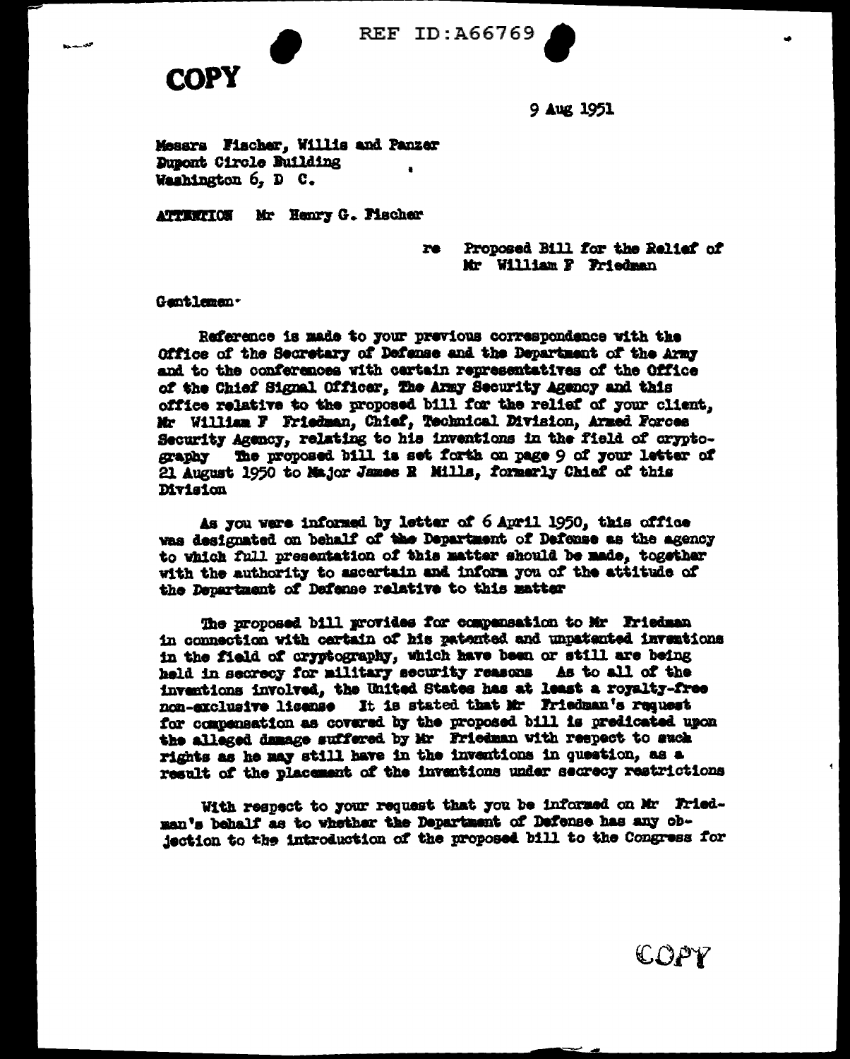REF ID:A66769

**COPY**

9 Aug 1951

Messrs Fischer, Willis and Panzer
Dupont Circle Building
Washington 6, D C.

ATTENTION Mr Henry G. Fischer

re Proposed Bill for the Relief of Mr William F Friedman

Gentlemen·

Reference is made to your previous correspondence with the Office of the Secretary of Defense and the Department of the Army and to the conferences with certain representatives of the Office of the Chief Signal Officer, The Army Security Agency and this office relative to the proposed bill for the relief of your client, Mr William F Friedman, Chief, Technical Division, Armed Forces Security Agency, relating to his inventions in the field of cryptography The proposed bill is set forth on page 9 of your letter of 21 August 1950 to Major James R Mills, formerly Chief of this Division

As you were informed by letter of 6 April 1950, this office was designated on behalf of the Department of Defense as the agency to which full presentation of this matter should be made, together with the authority to ascertain and inform you of the attitude of the Department of Defense relative to this matter

The proposed bill provides for compensation to Mr Friedman in connection with certain of his patented and unpatented inventions in the field of cryptography, which have been or still are being held in secrecy for military security reasons As to all of the inventions involved, the United States has at least a royalty-free non-exclusive license It is stated that Mr Friedman's request for compensation as covered by the proposed bill is predicated upon the alleged damage suffered by Mr Friedman with respect to such rights as he may still have in the inventions in question, as a result of the placement of the inventions under secrecy restrictions

With respect to your request that you be informed on Mr Friedman's behalf as to whether the Department of Defense has any objection to the introduction of the proposed bill to the Congress for

COPY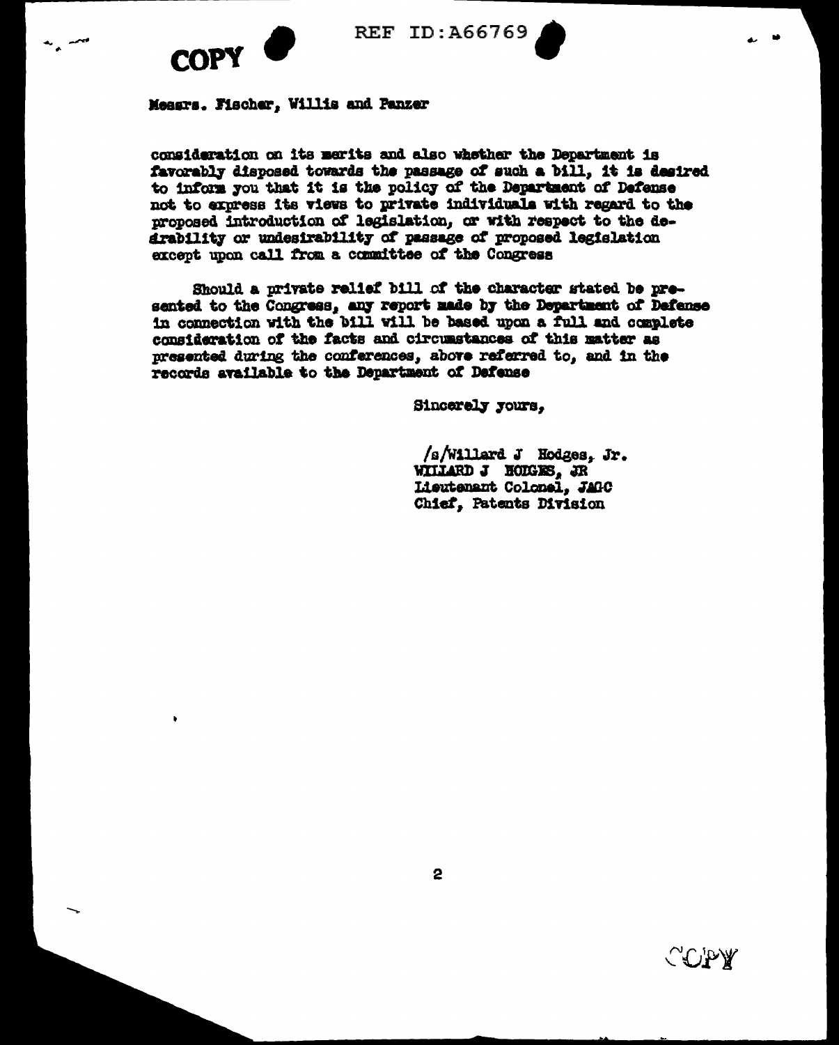Messrs. Fischer, Willis and Panzer

consideration on its merits and also whether the Department is favorably disposed towards the passage of such a bill, it is desired to inform you that it is the policy of the Department of Defense not to express its views to private individuals with regard to the proposed introduction of legislation, or with respect to the desirability or undesirability of passage of proposed legislation except upon call from a committee of the Congress

Should a private relief bill of the character stated be presented to the Congress, any report made by the Department of Defense in connection with the bill will be based upon a full and complete consideration of the facts and circumstances of this matter as presented during the conferences, above referred to, and in the records available to the Department of Defense

Sincerely yours,

/s/Willard J Hodges, Jr.
WILLARD J HODGES, JR
Lieutenant Colonel, JAGC
Chief, Patents Division